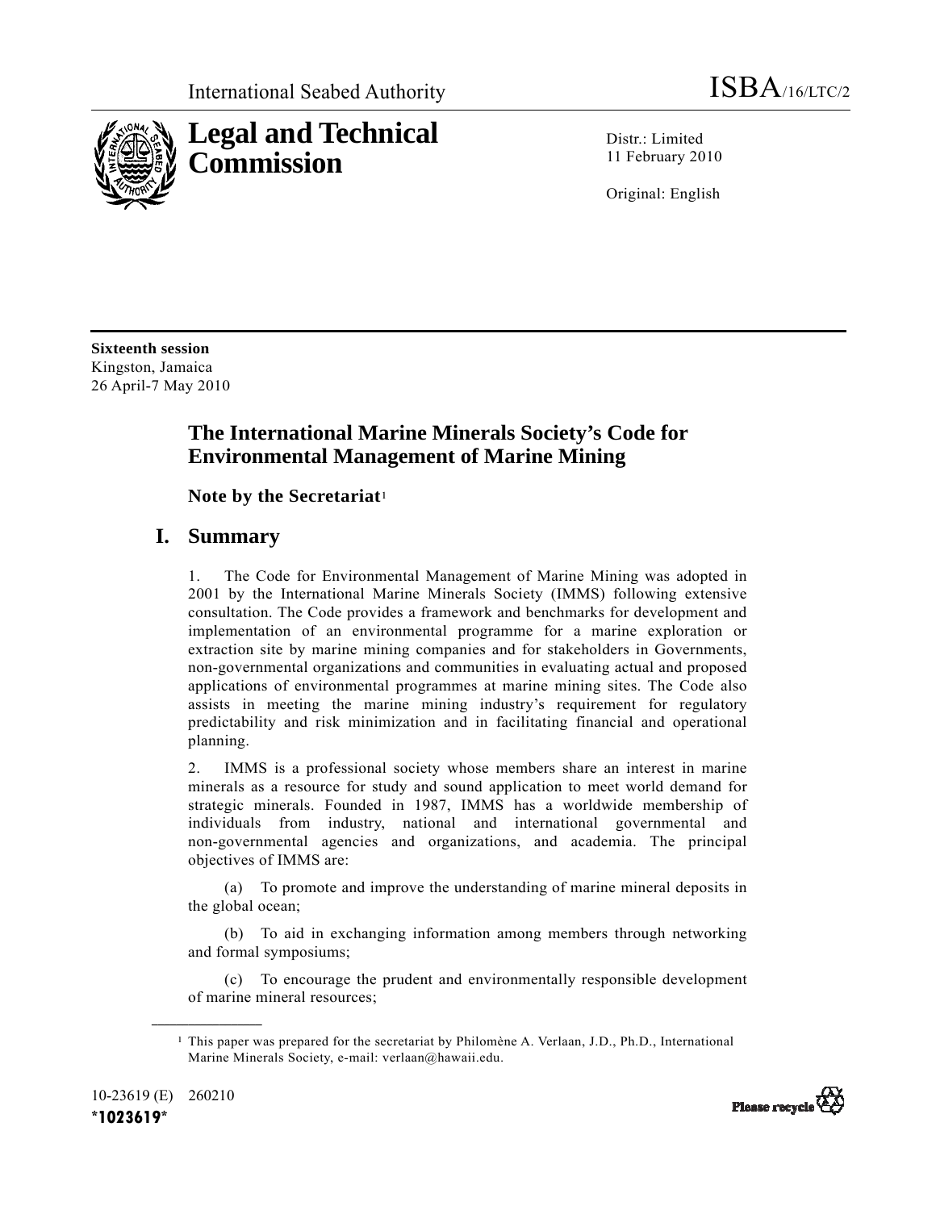International Seabed Authority ISBA/16/LTC/2

# Legal and Technical Commission

Distr.: Limited
11 February 2010

Original: English

**Sixteenth session**
Kingston, Jamaica
26 April-7 May 2010

# The International Marine Minerals Society's Code for Environmental Management of Marine Mining

## Note by the Secretariat[1]

## I. Summary

1. The Code for Environmental Management of Marine Mining was adopted in 2001 by the International Marine Minerals Society (IMMS) following extensive consultation. The Code provides a framework and benchmarks for development and implementation of an environmental programme for a marine exploration or extraction site by marine mining companies and for stakeholders in Governments, non-governmental organizations and communities in evaluating actual and proposed applications of environmental programmes at marine mining sites. The Code also assists in meeting the marine mining industry's requirement for regulatory predictability and risk minimization and in facilitating financial and operational planning.

2. IMMS is a professional society whose members share an interest in marine minerals as a resource for study and sound application to meet world demand for strategic minerals. Founded in 1987, IMMS has a worldwide membership of individuals from industry, national and international governmental and non-governmental agencies and organizations, and academia. The principal objectives of IMMS are:

(a) To promote and improve the understanding of marine mineral deposits in the global ocean;

(b) To aid in exchanging information among members through networking and formal symposiums;

(c) To encourage the prudent and environmentally responsible development of marine mineral resources;

[1] This paper was prepared for the secretariat by Philomène A. Verlaan, J.D., Ph.D., International Marine Minerals Society, e-mail: verlaan@hawaii.edu.

10-23619 (E) 260210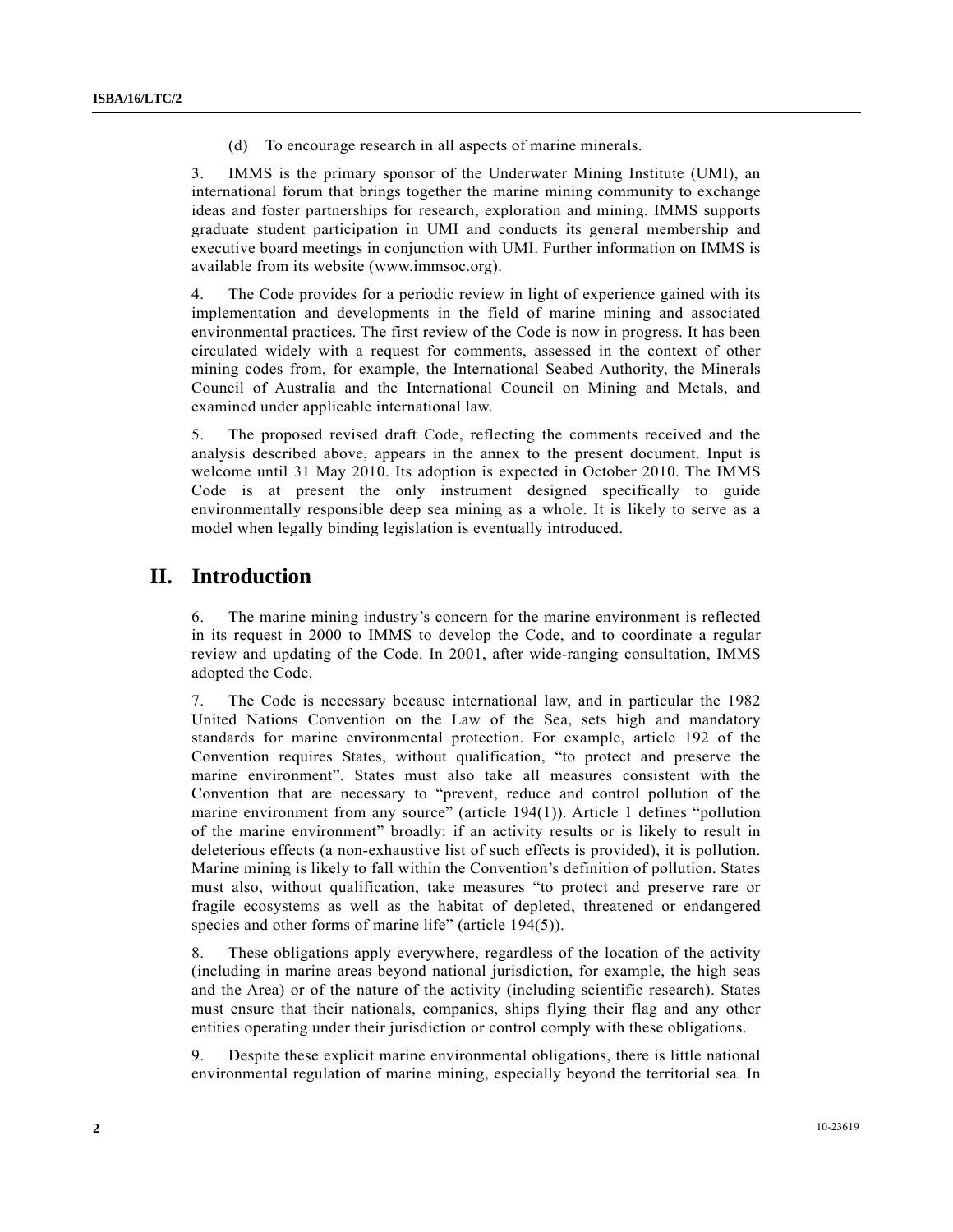(d) To encourage research in all aspects of marine minerals.

3. IMMS is the primary sponsor of the Underwater Mining Institute (UMI), an international forum that brings together the marine mining community to exchange ideas and foster partnerships for research, exploration and mining. IMMS supports graduate student participation in UMI and conducts its general membership and executive board meetings in conjunction with UMI. Further information on IMMS is available from its website (www.immsoc.org).

4. The Code provides for a periodic review in light of experience gained with its implementation and developments in the field of marine mining and associated environmental practices. The first review of the Code is now in progress. It has been circulated widely with a request for comments, assessed in the context of other mining codes from, for example, the International Seabed Authority, the Minerals Council of Australia and the International Council on Mining and Metals, and examined under applicable international law.

5. The proposed revised draft Code, reflecting the comments received and the analysis described above, appears in the annex to the present document. Input is welcome until 31 May 2010. Its adoption is expected in October 2010. The IMMS Code is at present the only instrument designed specifically to guide environmentally responsible deep sea mining as a whole. It is likely to serve as a model when legally binding legislation is eventually introduced.

## II. Introduction

6. The marine mining industry's concern for the marine environment is reflected in its request in 2000 to IMMS to develop the Code, and to coordinate a regular review and updating of the Code. In 2001, after wide-ranging consultation, IMMS adopted the Code.

7. The Code is necessary because international law, and in particular the 1982 United Nations Convention on the Law of the Sea, sets high and mandatory standards for marine environmental protection. For example, article 192 of the Convention requires States, without qualification, "to protect and preserve the marine environment". States must also take all measures consistent with the Convention that are necessary to "prevent, reduce and control pollution of the marine environment from any source" (article 194(1)). Article 1 defines "pollution of the marine environment" broadly: if an activity results or is likely to result in deleterious effects (a non-exhaustive list of such effects is provided), it is pollution. Marine mining is likely to fall within the Convention's definition of pollution. States must also, without qualification, take measures "to protect and preserve rare or fragile ecosystems as well as the habitat of depleted, threatened or endangered species and other forms of marine life" (article 194(5)).

8. These obligations apply everywhere, regardless of the location of the activity (including in marine areas beyond national jurisdiction, for example, the high seas and the Area) or of the nature of the activity (including scientific research). States must ensure that their nationals, companies, ships flying their flag and any other entities operating under their jurisdiction or control comply with these obligations.

9. Despite these explicit marine environmental obligations, there is little national environmental regulation of marine mining, especially beyond the territorial sea. In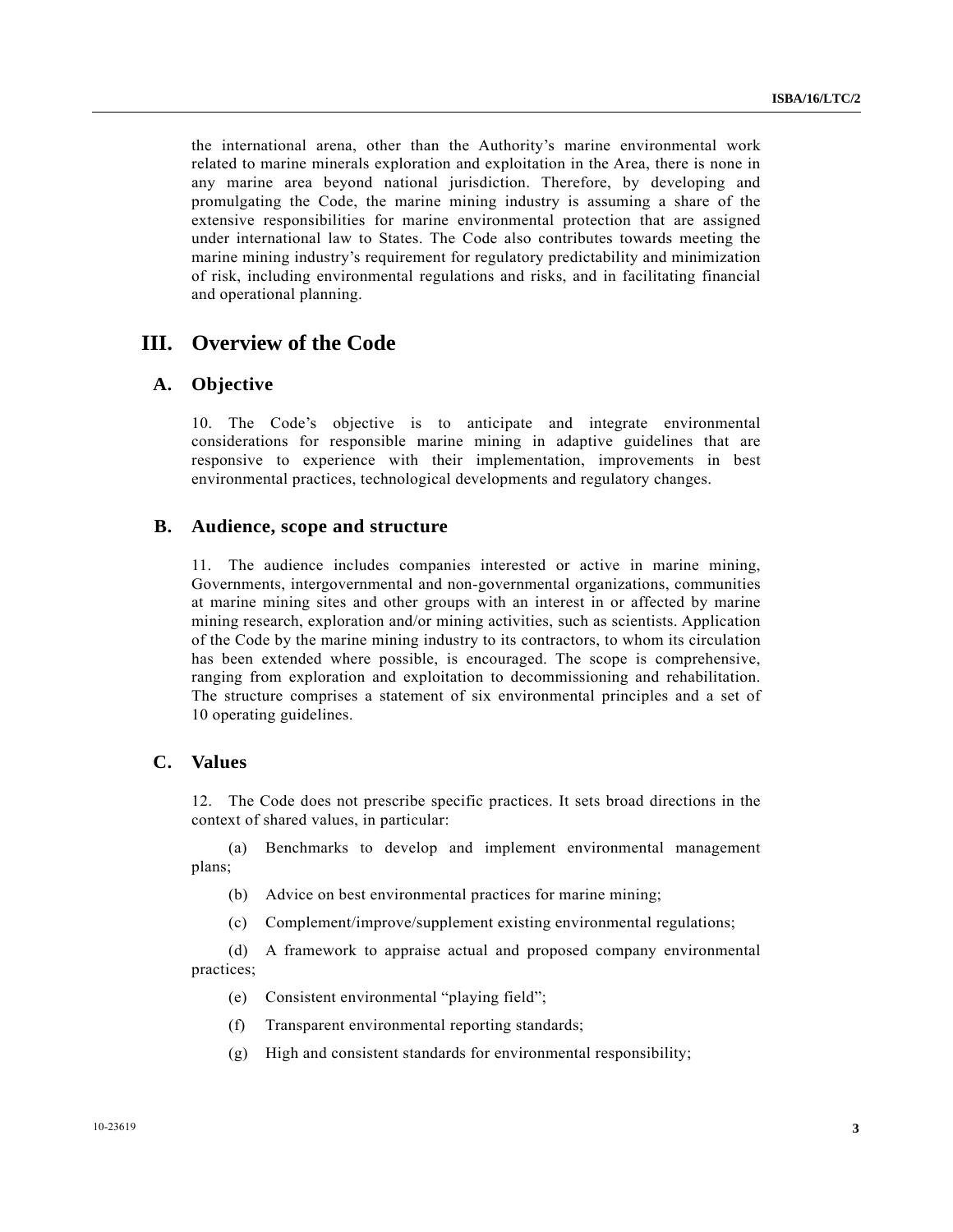the international arena, other than the Authority's marine environmental work related to marine minerals exploration and exploitation in the Area, there is none in any marine area beyond national jurisdiction. Therefore, by developing and promulgating the Code, the marine mining industry is assuming a share of the extensive responsibilities for marine environmental protection that are assigned under international law to States. The Code also contributes towards meeting the marine mining industry's requirement for regulatory predictability and minimization of risk, including environmental regulations and risks, and in facilitating financial and operational planning.

# III. Overview of the Code

## A. Objective

10. The Code's objective is to anticipate and integrate environmental considerations for responsible marine mining in adaptive guidelines that are responsive to experience with their implementation, improvements in best environmental practices, technological developments and regulatory changes.

## B. Audience, scope and structure

11. The audience includes companies interested or active in marine mining, Governments, intergovernmental and non-governmental organizations, communities at marine mining sites and other groups with an interest in or affected by marine mining research, exploration and/or mining activities, such as scientists. Application of the Code by the marine mining industry to its contractors, to whom its circulation has been extended where possible, is encouraged. The scope is comprehensive, ranging from exploration and exploitation to decommissioning and rehabilitation. The structure comprises a statement of six environmental principles and a set of 10 operating guidelines.

## C. Values

12. The Code does not prescribe specific practices. It sets broad directions in the context of shared values, in particular:

(a) Benchmarks to develop and implement environmental management plans;

(b) Advice on best environmental practices for marine mining;

(c) Complement/improve/supplement existing environmental regulations;

(d) A framework to appraise actual and proposed company environmental practices;

(e) Consistent environmental "playing field";

(f) Transparent environmental reporting standards;

(g) High and consistent standards for environmental responsibility;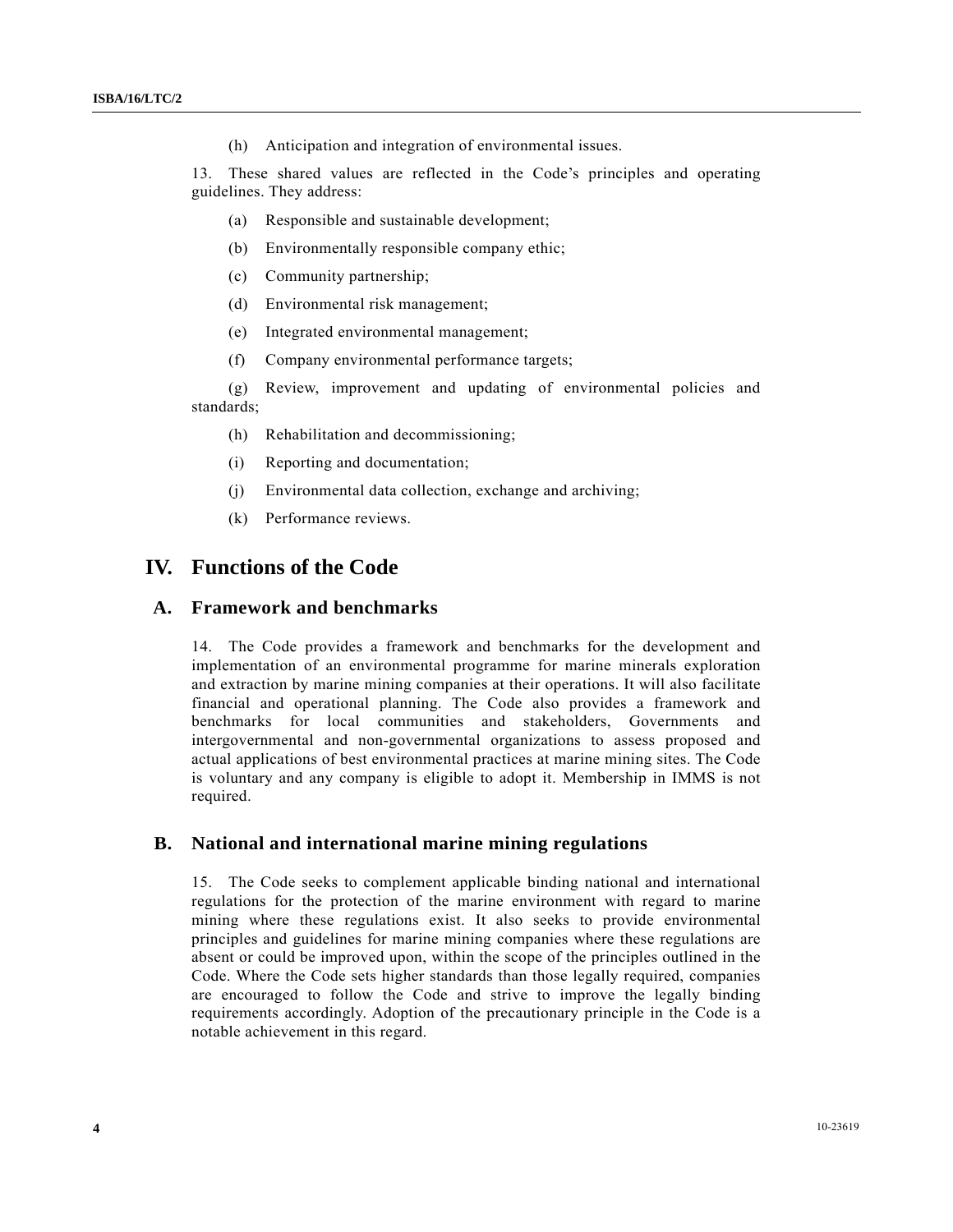(h) Anticipation and integration of environmental issues.

13. These shared values are reflected in the Code's principles and operating guidelines. They address:

(a) Responsible and sustainable development;

(b) Environmentally responsible company ethic;

(c) Community partnership;

(d) Environmental risk management;

(e) Integrated environmental management;

(f) Company environmental performance targets;

(g) Review, improvement and updating of environmental policies and standards;

(h) Rehabilitation and decommissioning;

(i) Reporting and documentation;

(j) Environmental data collection, exchange and archiving;

(k) Performance reviews.

# IV. Functions of the Code

## A. Framework and benchmarks

14. The Code provides a framework and benchmarks for the development and implementation of an environmental programme for marine minerals exploration and extraction by marine mining companies at their operations. It will also facilitate financial and operational planning. The Code also provides a framework and benchmarks for local communities and stakeholders, Governments and intergovernmental and non-governmental organizations to assess proposed and actual applications of best environmental practices at marine mining sites. The Code is voluntary and any company is eligible to adopt it. Membership in IMMS is not required.

## B. National and international marine mining regulations

15. The Code seeks to complement applicable binding national and international regulations for the protection of the marine environment with regard to marine mining where these regulations exist. It also seeks to provide environmental principles and guidelines for marine mining companies where these regulations are absent or could be improved upon, within the scope of the principles outlined in the Code. Where the Code sets higher standards than those legally required, companies are encouraged to follow the Code and strive to improve the legally binding requirements accordingly. Adoption of the precautionary principle in the Code is a notable achievement in this regard.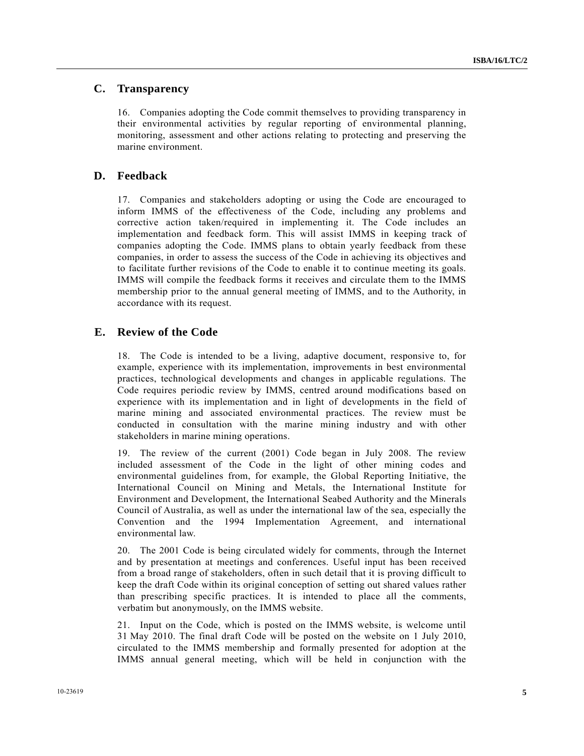## C. Transparency

16. Companies adopting the Code commit themselves to providing transparency in their environmental activities by regular reporting of environmental planning, monitoring, assessment and other actions relating to protecting and preserving the marine environment.

## D. Feedback

17. Companies and stakeholders adopting or using the Code are encouraged to inform IMMS of the effectiveness of the Code, including any problems and corrective action taken/required in implementing it. The Code includes an implementation and feedback form. This will assist IMMS in keeping track of companies adopting the Code. IMMS plans to obtain yearly feedback from these companies, in order to assess the success of the Code in achieving its objectives and to facilitate further revisions of the Code to enable it to continue meeting its goals. IMMS will compile the feedback forms it receives and circulate them to the IMMS membership prior to the annual general meeting of IMMS, and to the Authority, in accordance with its request.

## E. Review of the Code

18. The Code is intended to be a living, adaptive document, responsive to, for example, experience with its implementation, improvements in best environmental practices, technological developments and changes in applicable regulations. The Code requires periodic review by IMMS, centred around modifications based on experience with its implementation and in light of developments in the field of marine mining and associated environmental practices. The review must be conducted in consultation with the marine mining industry and with other stakeholders in marine mining operations.

19. The review of the current (2001) Code began in July 2008. The review included assessment of the Code in the light of other mining codes and environmental guidelines from, for example, the Global Reporting Initiative, the International Council on Mining and Metals, the International Institute for Environment and Development, the International Seabed Authority and the Minerals Council of Australia, as well as under the international law of the sea, especially the Convention and the 1994 Implementation Agreement, and international environmental law.

20. The 2001 Code is being circulated widely for comments, through the Internet and by presentation at meetings and conferences. Useful input has been received from a broad range of stakeholders, often in such detail that it is proving difficult to keep the draft Code within its original conception of setting out shared values rather than prescribing specific practices. It is intended to place all the comments, verbatim but anonymously, on the IMMS website.

21. Input on the Code, which is posted on the IMMS website, is welcome until 31 May 2010. The final draft Code will be posted on the website on 1 July 2010, circulated to the IMMS membership and formally presented for adoption at the IMMS annual general meeting, which will be held in conjunction with the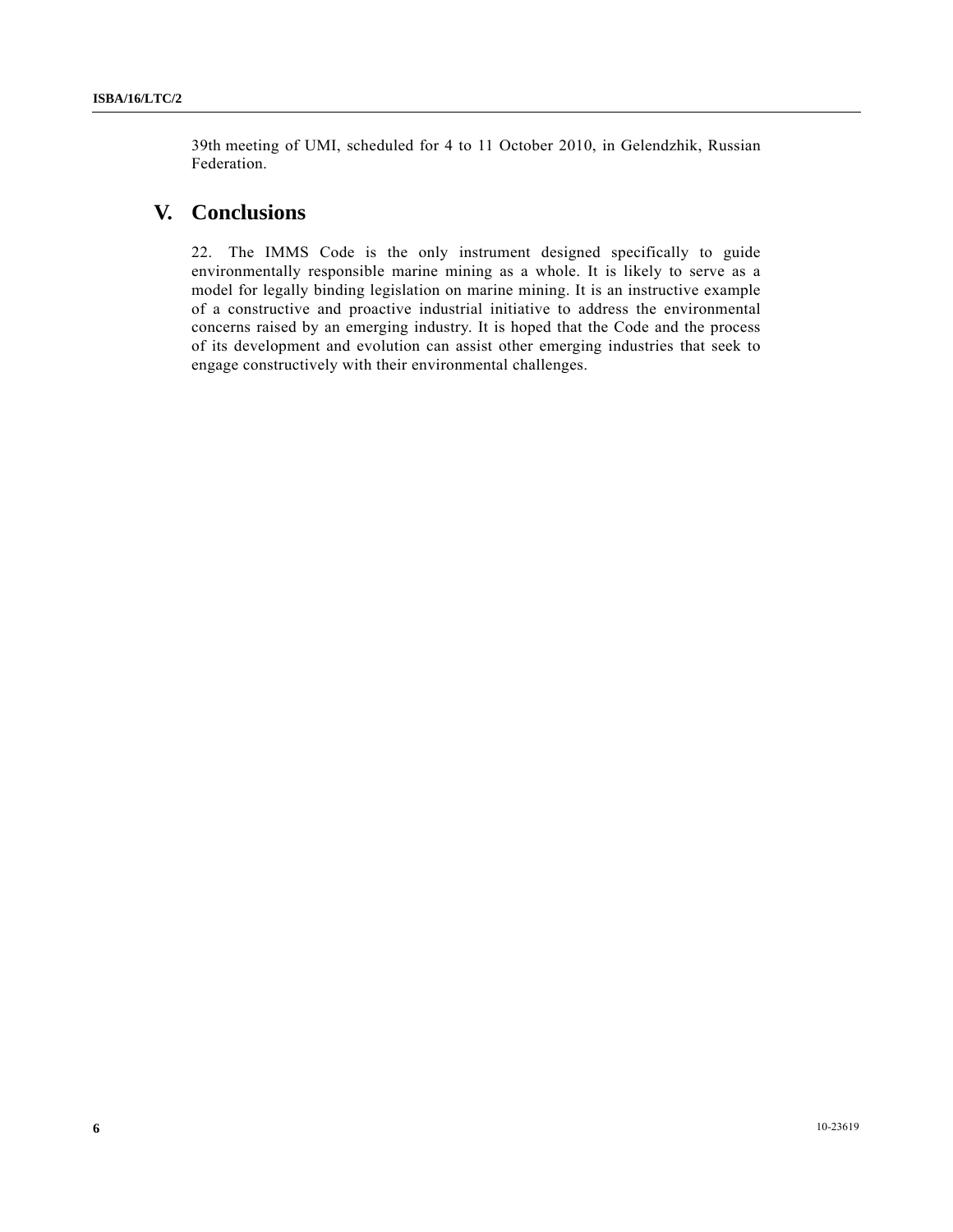39th meeting of UMI, scheduled for 4 to 11 October 2010, in Gelendzhik, Russian Federation.

# V. Conclusions

22. The IMMS Code is the only instrument designed specifically to guide environmentally responsible marine mining as a whole. It is likely to serve as a model for legally binding legislation on marine mining. It is an instructive example of a constructive and proactive industrial initiative to address the environmental concerns raised by an emerging industry. It is hoped that the Code and the process of its development and evolution can assist other emerging industries that seek to engage constructively with their environmental challenges.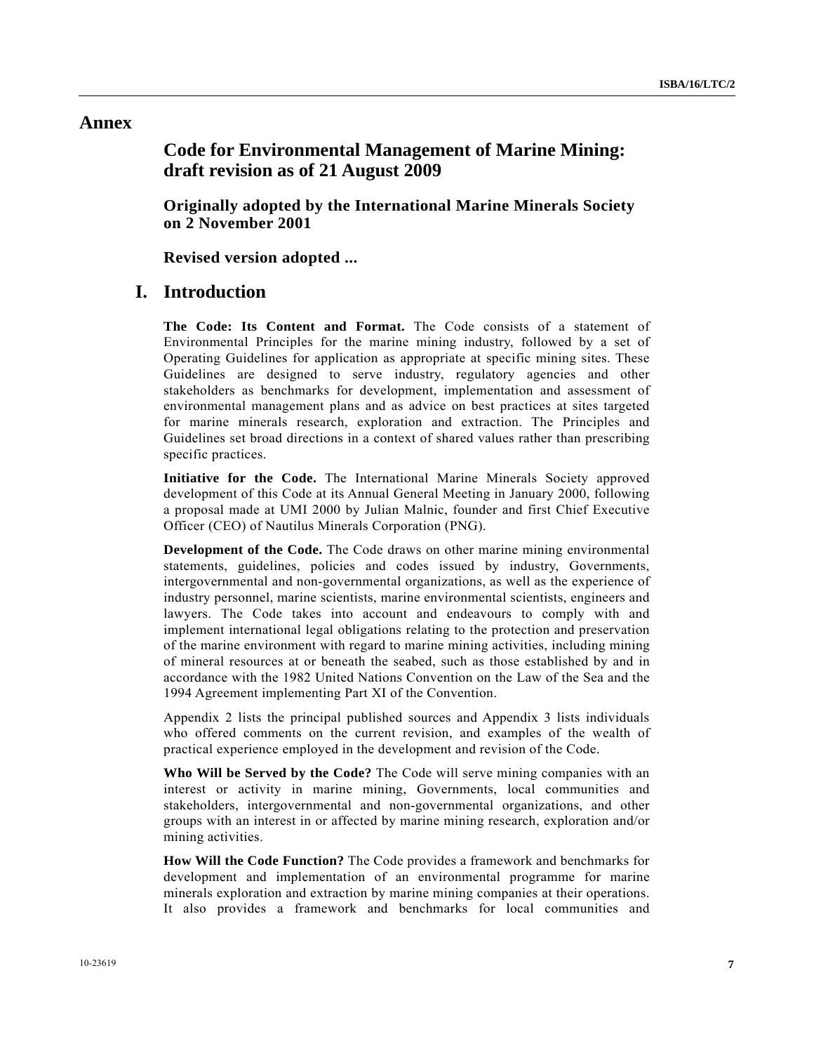# Annex

## Code for Environmental Management of Marine Mining: draft revision as of 21 August 2009

### Originally adopted by the International Marine Minerals Society on 2 November 2001

### Revised version adopted ...

## I. Introduction

**The Code: Its Content and Format.** The Code consists of a statement of Environmental Principles for the marine mining industry, followed by a set of Operating Guidelines for application as appropriate at specific mining sites. These Guidelines are designed to serve industry, regulatory agencies and other stakeholders as benchmarks for development, implementation and assessment of environmental management plans and as advice on best practices at sites targeted for marine minerals research, exploration and extraction. The Principles and Guidelines set broad directions in a context of shared values rather than prescribing specific practices.

**Initiative for the Code.** The International Marine Minerals Society approved development of this Code at its Annual General Meeting in January 2000, following a proposal made at UMI 2000 by Julian Malnic, founder and first Chief Executive Officer (CEO) of Nautilus Minerals Corporation (PNG).

**Development of the Code.** The Code draws on other marine mining environmental statements, guidelines, policies and codes issued by industry, Governments, intergovernmental and non-governmental organizations, as well as the experience of industry personnel, marine scientists, marine environmental scientists, engineers and lawyers. The Code takes into account and endeavours to comply with and implement international legal obligations relating to the protection and preservation of the marine environment with regard to marine mining activities, including mining of mineral resources at or beneath the seabed, such as those established by and in accordance with the 1982 United Nations Convention on the Law of the Sea and the 1994 Agreement implementing Part XI of the Convention.

Appendix 2 lists the principal published sources and Appendix 3 lists individuals who offered comments on the current revision, and examples of the wealth of practical experience employed in the development and revision of the Code.

**Who Will be Served by the Code?** The Code will serve mining companies with an interest or activity in marine mining, Governments, local communities and stakeholders, intergovernmental and non-governmental organizations, and other groups with an interest in or affected by marine mining research, exploration and/or mining activities.

**How Will the Code Function?** The Code provides a framework and benchmarks for development and implementation of an environmental programme for marine minerals exploration and extraction by marine mining companies at their operations. It also provides a framework and benchmarks for local communities and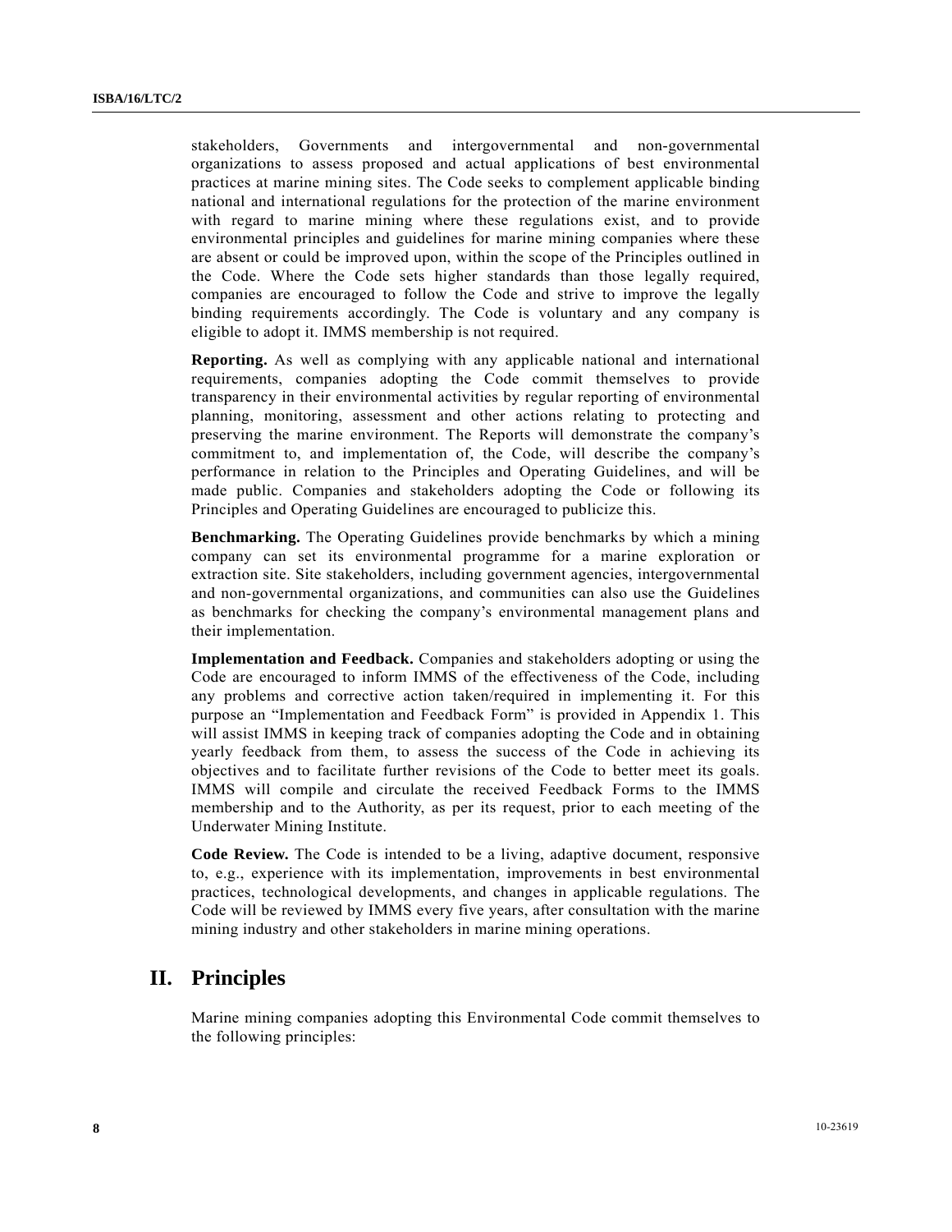stakeholders, Governments and intergovernmental and non-governmental organizations to assess proposed and actual applications of best environmental practices at marine mining sites. The Code seeks to complement applicable binding national and international regulations for the protection of the marine environment with regard to marine mining where these regulations exist, and to provide environmental principles and guidelines for marine mining companies where these are absent or could be improved upon, within the scope of the Principles outlined in the Code. Where the Code sets higher standards than those legally required, companies are encouraged to follow the Code and strive to improve the legally binding requirements accordingly. The Code is voluntary and any company is eligible to adopt it. IMMS membership is not required.

**Reporting.** As well as complying with any applicable national and international requirements, companies adopting the Code commit themselves to provide transparency in their environmental activities by regular reporting of environmental planning, monitoring, assessment and other actions relating to protecting and preserving the marine environment. The Reports will demonstrate the company's commitment to, and implementation of, the Code, will describe the company's performance in relation to the Principles and Operating Guidelines, and will be made public. Companies and stakeholders adopting the Code or following its Principles and Operating Guidelines are encouraged to publicize this.

**Benchmarking.** The Operating Guidelines provide benchmarks by which a mining company can set its environmental programme for a marine exploration or extraction site. Site stakeholders, including government agencies, intergovernmental and non-governmental organizations, and communities can also use the Guidelines as benchmarks for checking the company's environmental management plans and their implementation.

**Implementation and Feedback.** Companies and stakeholders adopting or using the Code are encouraged to inform IMMS of the effectiveness of the Code, including any problems and corrective action taken/required in implementing it. For this purpose an "Implementation and Feedback Form" is provided in Appendix 1. This will assist IMMS in keeping track of companies adopting the Code and in obtaining yearly feedback from them, to assess the success of the Code in achieving its objectives and to facilitate further revisions of the Code to better meet its goals. IMMS will compile and circulate the received Feedback Forms to the IMMS membership and to the Authority, as per its request, prior to each meeting of the Underwater Mining Institute.

**Code Review.** The Code is intended to be a living, adaptive document, responsive to, e.g., experience with its implementation, improvements in best environmental practices, technological developments, and changes in applicable regulations. The Code will be reviewed by IMMS every five years, after consultation with the marine mining industry and other stakeholders in marine mining operations.

## II. Principles

Marine mining companies adopting this Environmental Code commit themselves to the following principles: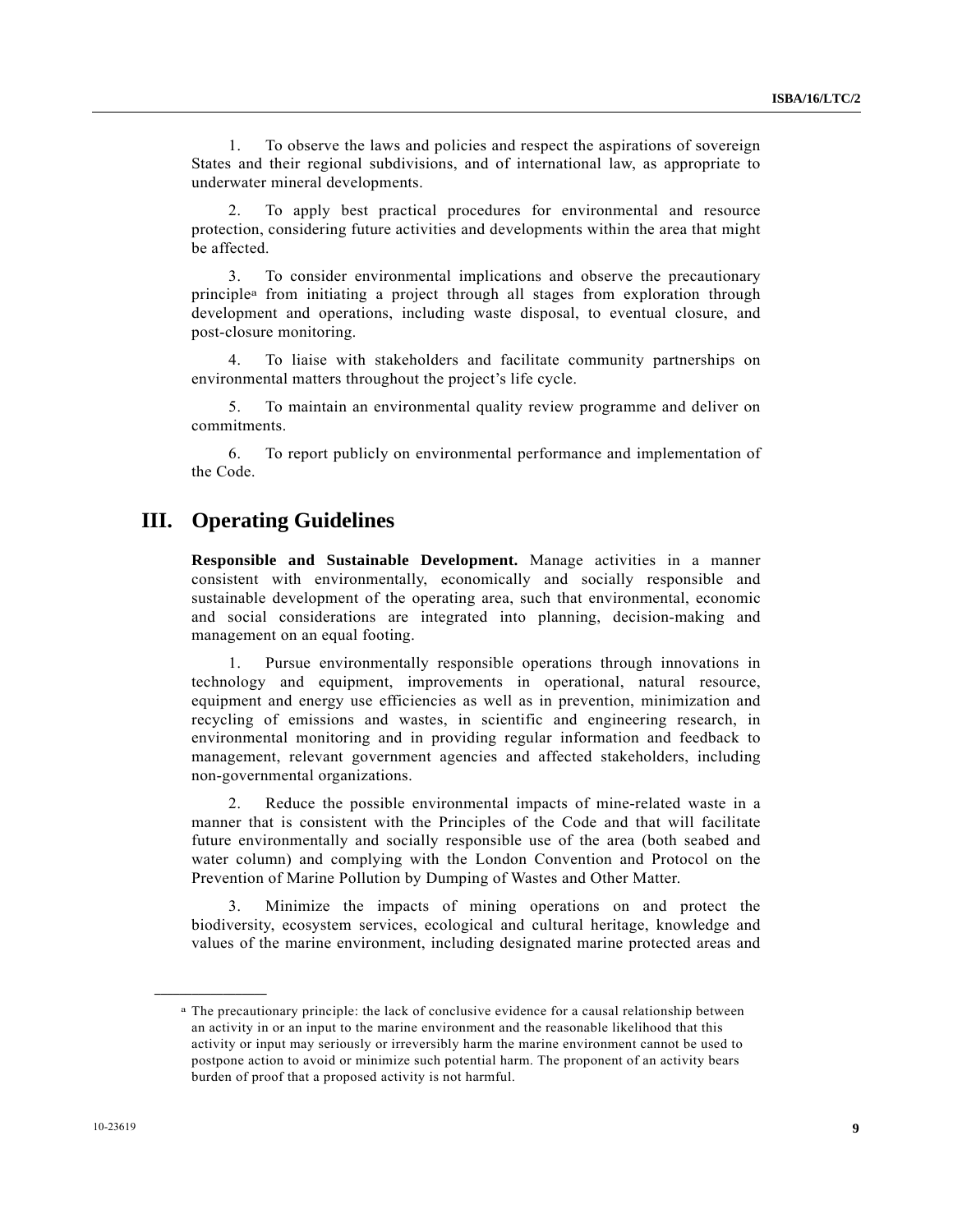1. To observe the laws and policies and respect the aspirations of sovereign States and their regional subdivisions, and of international law, as appropriate to underwater mineral developments.

2. To apply best practical procedures for environmental and resource protection, considering future activities and developments within the area that might be affected.

3. To consider environmental implications and observe the precautionary principle[a] from initiating a project through all stages from exploration through development and operations, including waste disposal, to eventual closure, and post-closure monitoring.

4. To liaise with stakeholders and facilitate community partnerships on environmental matters throughout the project's life cycle.

5. To maintain an environmental quality review programme and deliver on commitments.

6. To report publicly on environmental performance and implementation of the Code.

## III. Operating Guidelines

**Responsible and Sustainable Development.** Manage activities in a manner consistent with environmentally, economically and socially responsible and sustainable development of the operating area, such that environmental, economic and social considerations are integrated into planning, decision-making and management on an equal footing.

1. Pursue environmentally responsible operations through innovations in technology and equipment, improvements in operational, natural resource, equipment and energy use efficiencies as well as in prevention, minimization and recycling of emissions and wastes, in scientific and engineering research, in environmental monitoring and in providing regular information and feedback to management, relevant government agencies and affected stakeholders, including non-governmental organizations.

2. Reduce the possible environmental impacts of mine-related waste in a manner that is consistent with the Principles of the Code and that will facilitate future environmentally and socially responsible use of the area (both seabed and water column) and complying with the London Convention and Protocol on the Prevention of Marine Pollution by Dumping of Wastes and Other Matter.

3. Minimize the impacts of mining operations on and protect the biodiversity, ecosystem services, ecological and cultural heritage, knowledge and values of the marine environment, including designated marine protected areas and

---

[a] The precautionary principle: the lack of conclusive evidence for a causal relationship between an activity in or an input to the marine environment and the reasonable likelihood that this activity or input may seriously or irreversibly harm the marine environment cannot be used to postpone action to avoid or minimize such potential harm. The proponent of an activity bears burden of proof that a proposed activity is not harmful.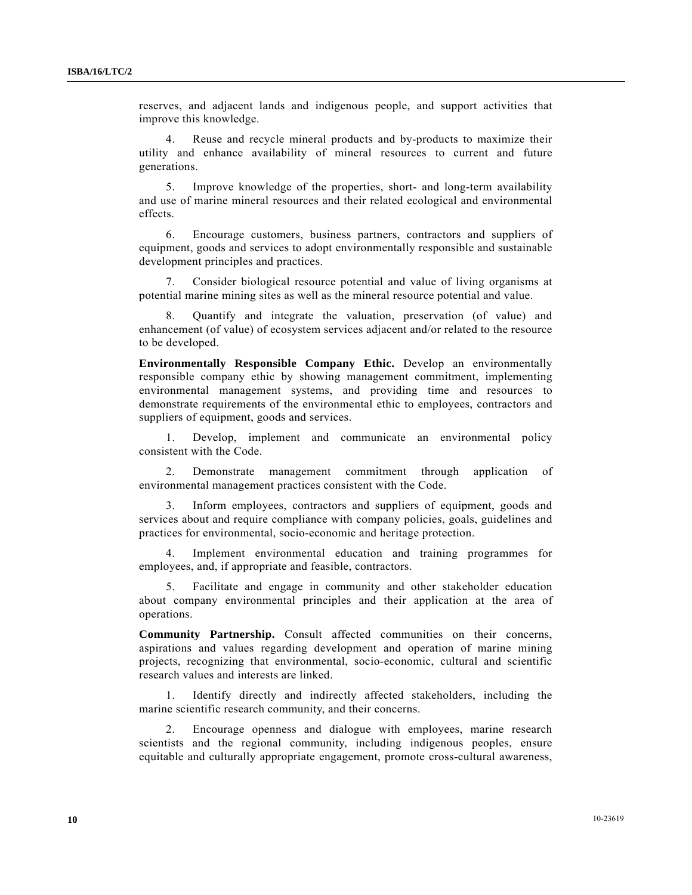reserves, and adjacent lands and indigenous people, and support activities that improve this knowledge.

4. Reuse and recycle mineral products and by-products to maximize their utility and enhance availability of mineral resources to current and future generations.

5. Improve knowledge of the properties, short- and long-term availability and use of marine mineral resources and their related ecological and environmental effects.

6. Encourage customers, business partners, contractors and suppliers of equipment, goods and services to adopt environmentally responsible and sustainable development principles and practices.

7. Consider biological resource potential and value of living organisms at potential marine mining sites as well as the mineral resource potential and value.

8. Quantify and integrate the valuation, preservation (of value) and enhancement (of value) of ecosystem services adjacent and/or related to the resource to be developed.

**Environmentally Responsible Company Ethic.** Develop an environmentally responsible company ethic by showing management commitment, implementing environmental management systems, and providing time and resources to demonstrate requirements of the environmental ethic to employees, contractors and suppliers of equipment, goods and services.

1. Develop, implement and communicate an environmental policy consistent with the Code.

2. Demonstrate management commitment through application of environmental management practices consistent with the Code.

3. Inform employees, contractors and suppliers of equipment, goods and services about and require compliance with company policies, goals, guidelines and practices for environmental, socio-economic and heritage protection.

4. Implement environmental education and training programmes for employees, and, if appropriate and feasible, contractors.

5. Facilitate and engage in community and other stakeholder education about company environmental principles and their application at the area of operations.

**Community Partnership.** Consult affected communities on their concerns, aspirations and values regarding development and operation of marine mining projects, recognizing that environmental, socio-economic, cultural and scientific research values and interests are linked.

1. Identify directly and indirectly affected stakeholders, including the marine scientific research community, and their concerns.

2. Encourage openness and dialogue with employees, marine research scientists and the regional community, including indigenous peoples, ensure equitable and culturally appropriate engagement, promote cross-cultural awareness,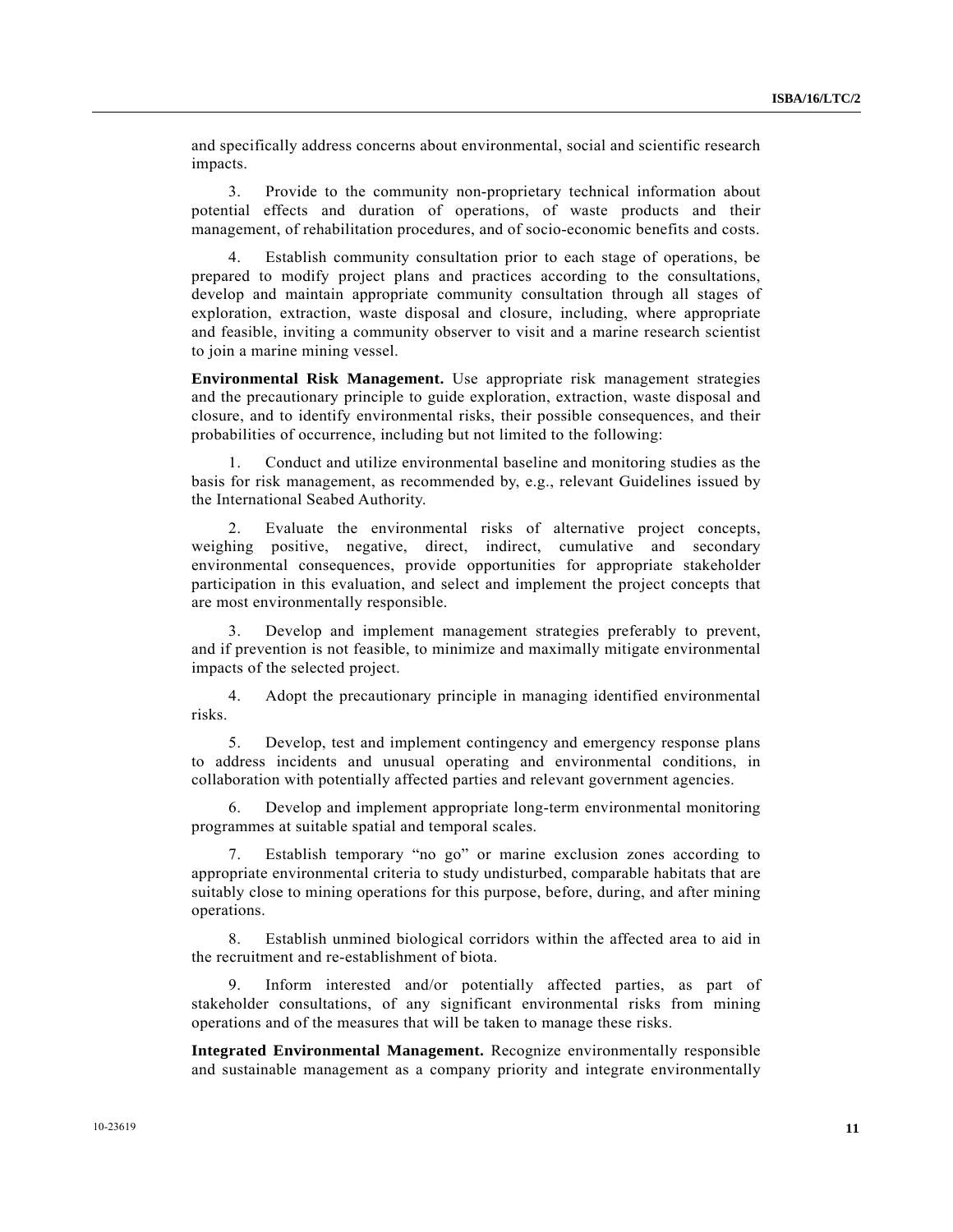and specifically address concerns about environmental, social and scientific research impacts.

3. Provide to the community non-proprietary technical information about potential effects and duration of operations, of waste products and their management, of rehabilitation procedures, and of socio-economic benefits and costs.

4. Establish community consultation prior to each stage of operations, be prepared to modify project plans and practices according to the consultations, develop and maintain appropriate community consultation through all stages of exploration, extraction, waste disposal and closure, including, where appropriate and feasible, inviting a community observer to visit and a marine research scientist to join a marine mining vessel.

**Environmental Risk Management.** Use appropriate risk management strategies and the precautionary principle to guide exploration, extraction, waste disposal and closure, and to identify environmental risks, their possible consequences, and their probabilities of occurrence, including but not limited to the following:

1. Conduct and utilize environmental baseline and monitoring studies as the basis for risk management, as recommended by, e.g., relevant Guidelines issued by the International Seabed Authority.

2. Evaluate the environmental risks of alternative project concepts, weighing positive, negative, direct, indirect, cumulative and secondary environmental consequences, provide opportunities for appropriate stakeholder participation in this evaluation, and select and implement the project concepts that are most environmentally responsible.

3. Develop and implement management strategies preferably to prevent, and if prevention is not feasible, to minimize and maximally mitigate environmental impacts of the selected project.

4. Adopt the precautionary principle in managing identified environmental risks.

5. Develop, test and implement contingency and emergency response plans to address incidents and unusual operating and environmental conditions, in collaboration with potentially affected parties and relevant government agencies.

6. Develop and implement appropriate long-term environmental monitoring programmes at suitable spatial and temporal scales.

7. Establish temporary "no go" or marine exclusion zones according to appropriate environmental criteria to study undisturbed, comparable habitats that are suitably close to mining operations for this purpose, before, during, and after mining operations.

8. Establish unmined biological corridors within the affected area to aid in the recruitment and re-establishment of biota.

9. Inform interested and/or potentially affected parties, as part of stakeholder consultations, of any significant environmental risks from mining operations and of the measures that will be taken to manage these risks.

**Integrated Environmental Management.** Recognize environmentally responsible and sustainable management as a company priority and integrate environmentally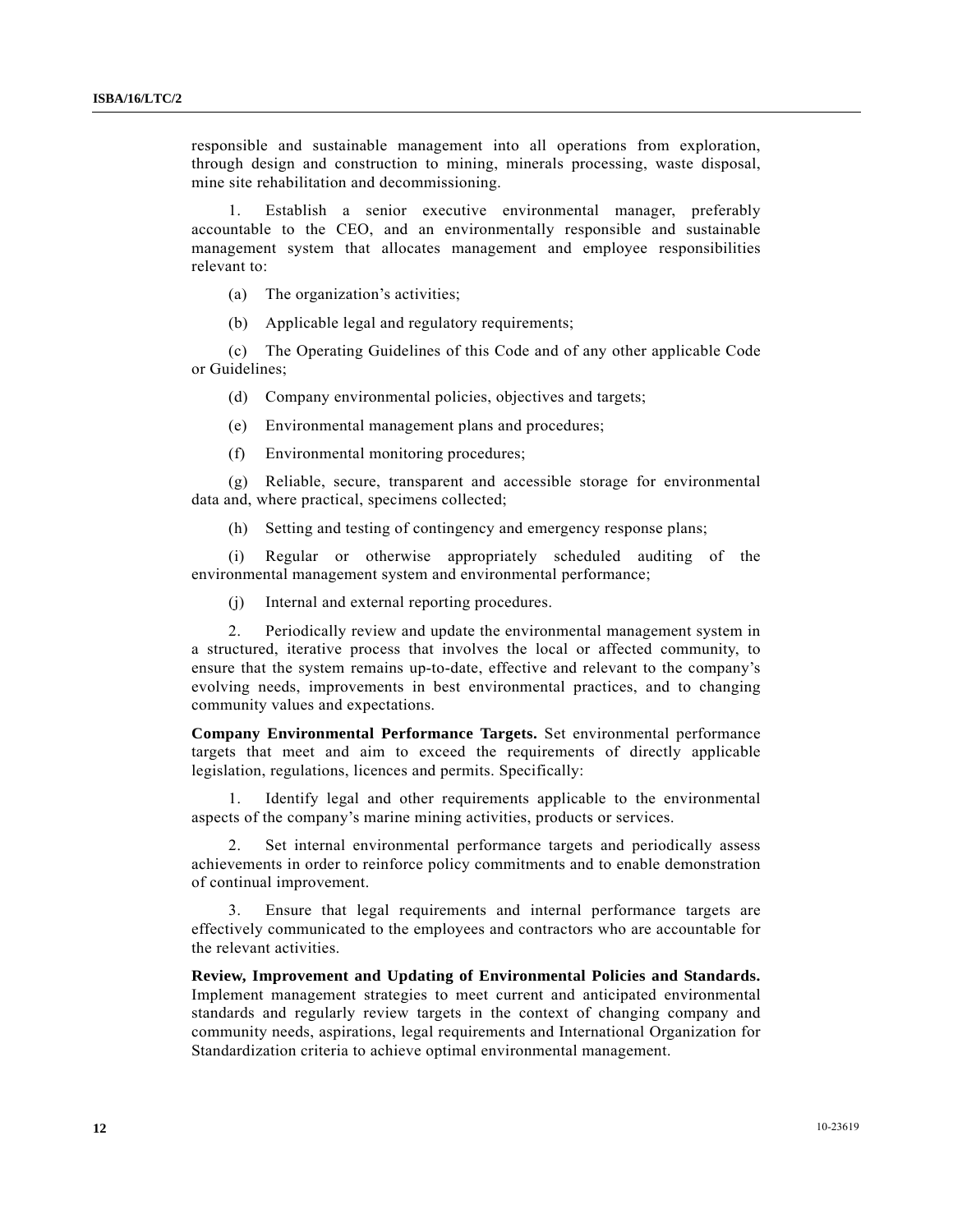responsible and sustainable management into all operations from exploration, through design and construction to mining, minerals processing, waste disposal, mine site rehabilitation and decommissioning.

1. Establish a senior executive environmental manager, preferably accountable to the CEO, and an environmentally responsible and sustainable management system that allocates management and employee responsibilities relevant to:

(a) The organization's activities;

(b) Applicable legal and regulatory requirements;

(c) The Operating Guidelines of this Code and of any other applicable Code or Guidelines;

(d) Company environmental policies, objectives and targets;

(e) Environmental management plans and procedures;

(f) Environmental monitoring procedures;

(g) Reliable, secure, transparent and accessible storage for environmental data and, where practical, specimens collected;

(h) Setting and testing of contingency and emergency response plans;

(i) Regular or otherwise appropriately scheduled auditing of the environmental management system and environmental performance;

(j) Internal and external reporting procedures.

2. Periodically review and update the environmental management system in a structured, iterative process that involves the local or affected community, to ensure that the system remains up-to-date, effective and relevant to the company's evolving needs, improvements in best environmental practices, and to changing community values and expectations.

**Company Environmental Performance Targets.** Set environmental performance targets that meet and aim to exceed the requirements of directly applicable legislation, regulations, licences and permits. Specifically:

1. Identify legal and other requirements applicable to the environmental aspects of the company's marine mining activities, products or services.

2. Set internal environmental performance targets and periodically assess achievements in order to reinforce policy commitments and to enable demonstration of continual improvement.

3. Ensure that legal requirements and internal performance targets are effectively communicated to the employees and contractors who are accountable for the relevant activities.

**Review, Improvement and Updating of Environmental Policies and Standards.** Implement management strategies to meet current and anticipated environmental standards and regularly review targets in the context of changing company and community needs, aspirations, legal requirements and International Organization for Standardization criteria to achieve optimal environmental management.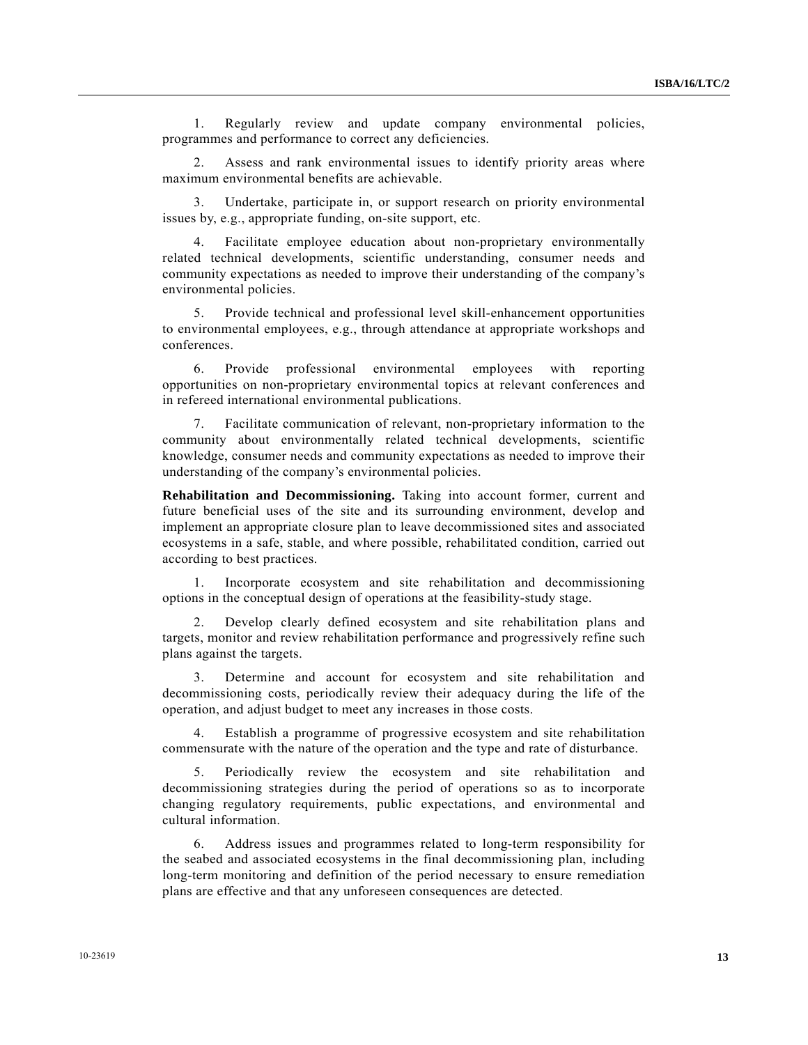1. Regularly review and update company environmental policies, programmes and performance to correct any deficiencies.

2. Assess and rank environmental issues to identify priority areas where maximum environmental benefits are achievable.

3. Undertake, participate in, or support research on priority environmental issues by, e.g., appropriate funding, on-site support, etc.

4. Facilitate employee education about non-proprietary environmentally related technical developments, scientific understanding, consumer needs and community expectations as needed to improve their understanding of the company's environmental policies.

5. Provide technical and professional level skill-enhancement opportunities to environmental employees, e.g., through attendance at appropriate workshops and conferences.

6. Provide professional environmental employees with reporting opportunities on non-proprietary environmental topics at relevant conferences and in refereed international environmental publications.

7. Facilitate communication of relevant, non-proprietary information to the community about environmentally related technical developments, scientific knowledge, consumer needs and community expectations as needed to improve their understanding of the company's environmental policies.

**Rehabilitation and Decommissioning.** Taking into account former, current and future beneficial uses of the site and its surrounding environment, develop and implement an appropriate closure plan to leave decommissioned sites and associated ecosystems in a safe, stable, and where possible, rehabilitated condition, carried out according to best practices.

1. Incorporate ecosystem and site rehabilitation and decommissioning options in the conceptual design of operations at the feasibility-study stage.

2. Develop clearly defined ecosystem and site rehabilitation plans and targets, monitor and review rehabilitation performance and progressively refine such plans against the targets.

3. Determine and account for ecosystem and site rehabilitation and decommissioning costs, periodically review their adequacy during the life of the operation, and adjust budget to meet any increases in those costs.

4. Establish a programme of progressive ecosystem and site rehabilitation commensurate with the nature of the operation and the type and rate of disturbance.

5. Periodically review the ecosystem and site rehabilitation and decommissioning strategies during the period of operations so as to incorporate changing regulatory requirements, public expectations, and environmental and cultural information.

6. Address issues and programmes related to long-term responsibility for the seabed and associated ecosystems in the final decommissioning plan, including long-term monitoring and definition of the period necessary to ensure remediation plans are effective and that any unforeseen consequences are detected.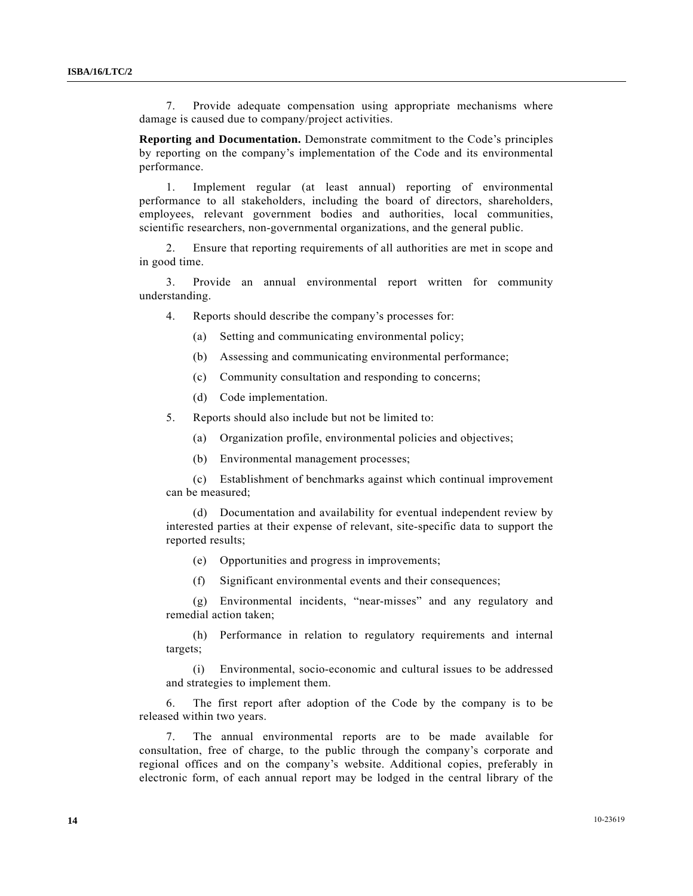7. Provide adequate compensation using appropriate mechanisms where damage is caused due to company/project activities.

**Reporting and Documentation.** Demonstrate commitment to the Code's principles by reporting on the company's implementation of the Code and its environmental performance.

1. Implement regular (at least annual) reporting of environmental performance to all stakeholders, including the board of directors, shareholders, employees, relevant government bodies and authorities, local communities, scientific researchers, non-governmental organizations, and the general public.

2. Ensure that reporting requirements of all authorities are met in scope and in good time.

3. Provide an annual environmental report written for community understanding.

4. Reports should describe the company's processes for:

   (a) Setting and communicating environmental policy;

   (b) Assessing and communicating environmental performance;

   (c) Community consultation and responding to concerns;

   (d) Code implementation.

5. Reports should also include but not be limited to:

   (a) Organization profile, environmental policies and objectives;

   (b) Environmental management processes;

   (c) Establishment of benchmarks against which continual improvement can be measured;

   (d) Documentation and availability for eventual independent review by interested parties at their expense of relevant, site-specific data to support the reported results;

   (e) Opportunities and progress in improvements;

   (f) Significant environmental events and their consequences;

   (g) Environmental incidents, "near-misses" and any regulatory and remedial action taken;

   (h) Performance in relation to regulatory requirements and internal targets;

   (i) Environmental, socio-economic and cultural issues to be addressed and strategies to implement them.

6. The first report after adoption of the Code by the company is to be released within two years.

7. The annual environmental reports are to be made available for consultation, free of charge, to the public through the company's corporate and regional offices and on the company's website. Additional copies, preferably in electronic form, of each annual report may be lodged in the central library of the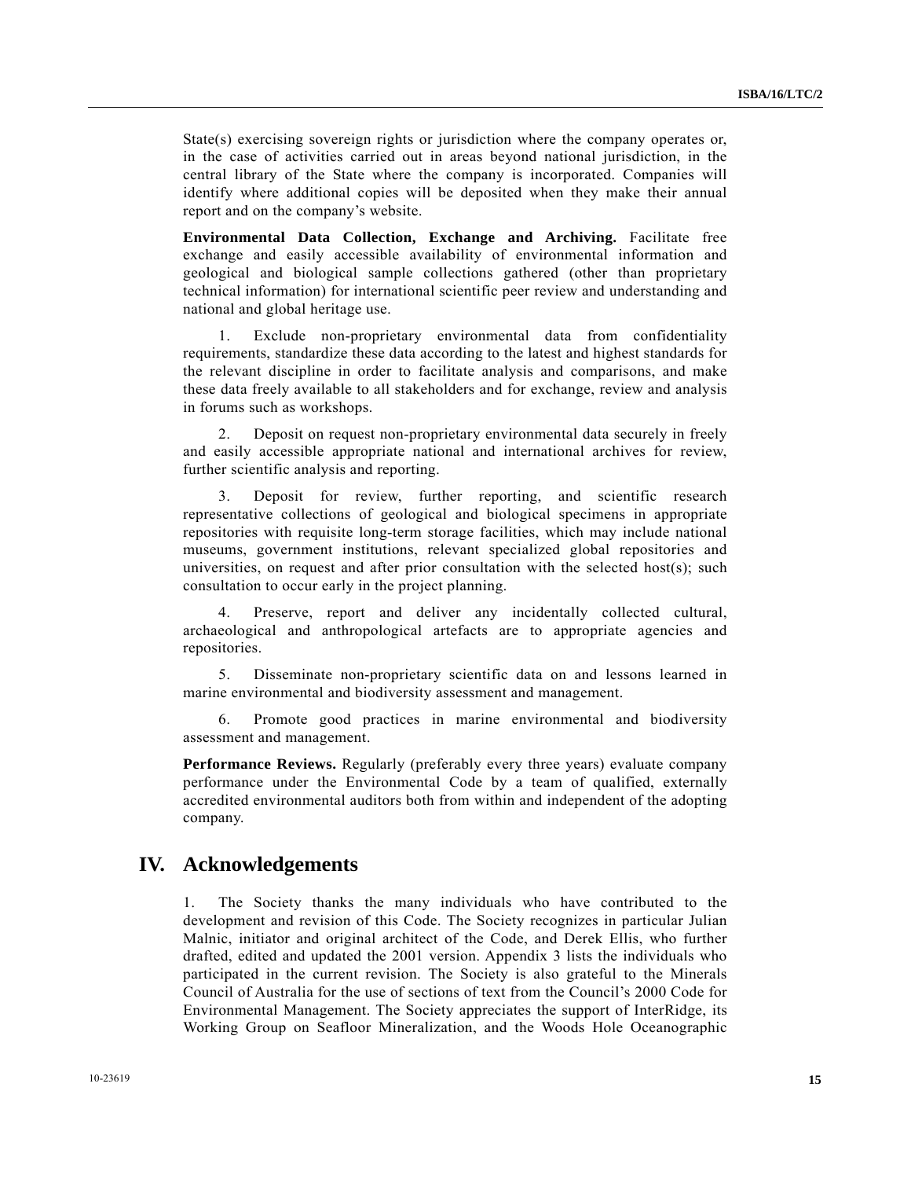State(s) exercising sovereign rights or jurisdiction where the company operates or, in the case of activities carried out in areas beyond national jurisdiction, in the central library of the State where the company is incorporated. Companies will identify where additional copies will be deposited when they make their annual report and on the company's website.

**Environmental Data Collection, Exchange and Archiving.** Facilitate free exchange and easily accessible availability of environmental information and geological and biological sample collections gathered (other than proprietary technical information) for international scientific peer review and understanding and national and global heritage use.

1. Exclude non-proprietary environmental data from confidentiality requirements, standardize these data according to the latest and highest standards for the relevant discipline in order to facilitate analysis and comparisons, and make these data freely available to all stakeholders and for exchange, review and analysis in forums such as workshops.

2. Deposit on request non-proprietary environmental data securely in freely and easily accessible appropriate national and international archives for review, further scientific analysis and reporting.

3. Deposit for review, further reporting, and scientific research representative collections of geological and biological specimens in appropriate repositories with requisite long-term storage facilities, which may include national museums, government institutions, relevant specialized global repositories and universities, on request and after prior consultation with the selected host(s); such consultation to occur early in the project planning.

4. Preserve, report and deliver any incidentally collected cultural, archaeological and anthropological artefacts are to appropriate agencies and repositories.

5. Disseminate non-proprietary scientific data on and lessons learned in marine environmental and biodiversity assessment and management.

6. Promote good practices in marine environmental and biodiversity assessment and management.

**Performance Reviews.** Regularly (preferably every three years) evaluate company performance under the Environmental Code by a team of qualified, externally accredited environmental auditors both from within and independent of the adopting company.

## IV. Acknowledgements

1. The Society thanks the many individuals who have contributed to the development and revision of this Code. The Society recognizes in particular Julian Malnic, initiator and original architect of the Code, and Derek Ellis, who further drafted, edited and updated the 2001 version. Appendix 3 lists the individuals who participated in the current revision. The Society is also grateful to the Minerals Council of Australia for the use of sections of text from the Council's 2000 Code for Environmental Management. The Society appreciates the support of InterRidge, its Working Group on Seafloor Mineralization, and the Woods Hole Oceanographic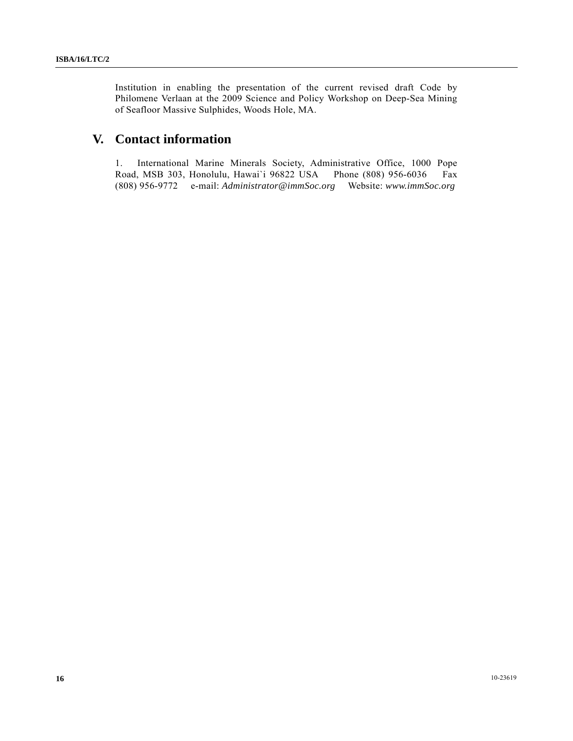Institution in enabling the presentation of the current revised draft Code by Philomene Verlaan at the 2009 Science and Policy Workshop on Deep-Sea Mining of Seafloor Massive Sulphides, Woods Hole, MA.

# V. Contact information

1. International Marine Minerals Society, Administrative Office, 1000 Pope Road, MSB 303, Honolulu, Hawai`i 96822 USA Phone (808) 956-6036 Fax (808) 956-9772 e-mail: *Administrator@immSoc.org* Website: *www.immSoc.org*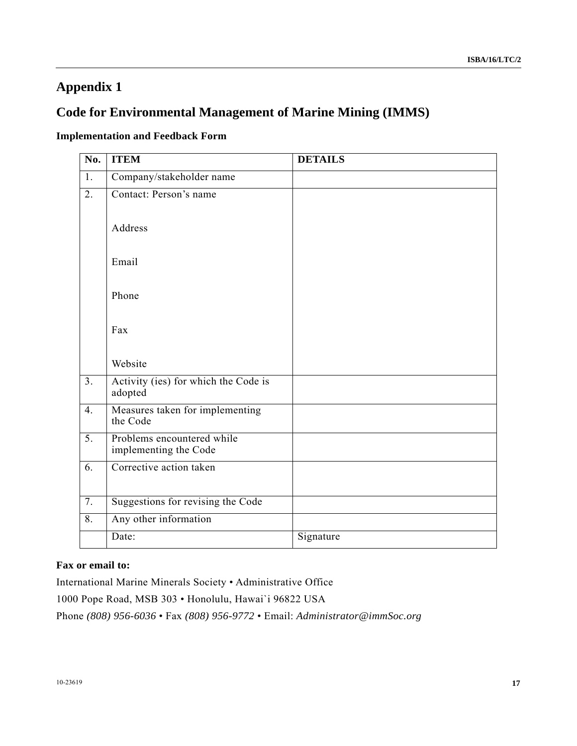# Appendix 1

## Code for Environmental Management of Marine Mining (IMMS)

### Implementation and Feedback Form

| No. | ITEM | DETAILS |
|---|---|---|
| 1. | Company/stakeholder name | |
| 2. | Contact: Person's name<br><br>Address<br><br>Email<br><br>Phone<br><br>Fax<br><br>Website | |
| 3. | Activity (ies) for which the Code is adopted | |
| 4. | Measures taken for implementing the Code | |
| 5. | Problems encountered while implementing the Code | |
| 6. | Corrective action taken | |
| 7. | Suggestions for revising the Code | |
| 8. | Any other information | |
| | Date: | Signature |

**Fax or email to:**

International Marine Minerals Society • Administrative Office

1000 Pope Road, MSB 303 • Honolulu, Hawai`i 96822 USA

Phone *(808) 956-6036* • Fax *(808) 956-9772* • Email: *Administrator@immSoc.org*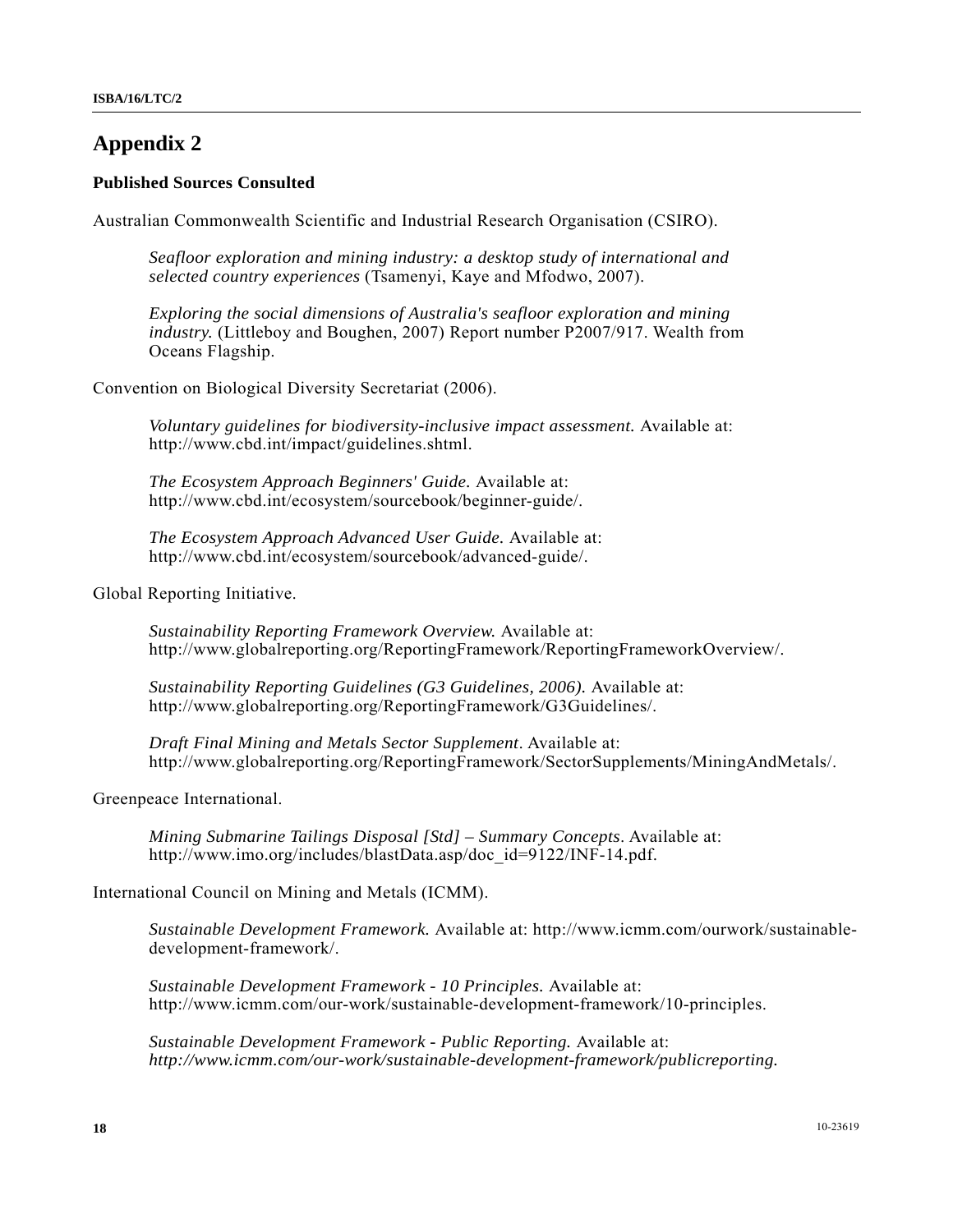# Appendix 2

**Published Sources Consulted**

Australian Commonwealth Scientific and Industrial Research Organisation (CSIRO).

> *Seafloor exploration and mining industry: a desktop study of international and selected country experiences* (Tsamenyi, Kaye and Mfodwo, 2007).
>
> *Exploring the social dimensions of Australia's seafloor exploration and mining industry.* (Littleboy and Boughen, 2007) Report number P2007/917. Wealth from Oceans Flagship.

Convention on Biological Diversity Secretariat (2006).

> *Voluntary guidelines for biodiversity-inclusive impact assessment.* Available at: http://www.cbd.int/impact/guidelines.shtml.
>
> *The Ecosystem Approach Beginners' Guide.* Available at: http://www.cbd.int/ecosystem/sourcebook/beginner-guide/.
>
> *The Ecosystem Approach Advanced User Guide.* Available at: http://www.cbd.int/ecosystem/sourcebook/advanced-guide/.

Global Reporting Initiative.

> *Sustainability Reporting Framework Overview.* Available at: http://www.globalreporting.org/ReportingFramework/ReportingFrameworkOverview/.
>
> *Sustainability Reporting Guidelines (G3 Guidelines, 2006).* Available at: http://www.globalreporting.org/ReportingFramework/G3Guidelines/.
>
> *Draft Final Mining and Metals Sector Supplement*. Available at: http://www.globalreporting.org/ReportingFramework/SectorSupplements/MiningAndMetals/.

Greenpeace International.

> *Mining Submarine Tailings Disposal [Std] – Summary Concepts*. Available at: http://www.imo.org/includes/blastData.asp/doc_id=9122/INF-14.pdf.

International Council on Mining and Metals (ICMM).

> *Sustainable Development Framework.* Available at: http://www.icmm.com/ourwork/sustainable-development-framework/.
>
> *Sustainable Development Framework - 10 Principles.* Available at: http://www.icmm.com/our-work/sustainable-development-framework/10-principles.
>
> *Sustainable Development Framework - Public Reporting.* Available at: *http://www.icmm.com/our-work/sustainable-development-framework/publicreporting.*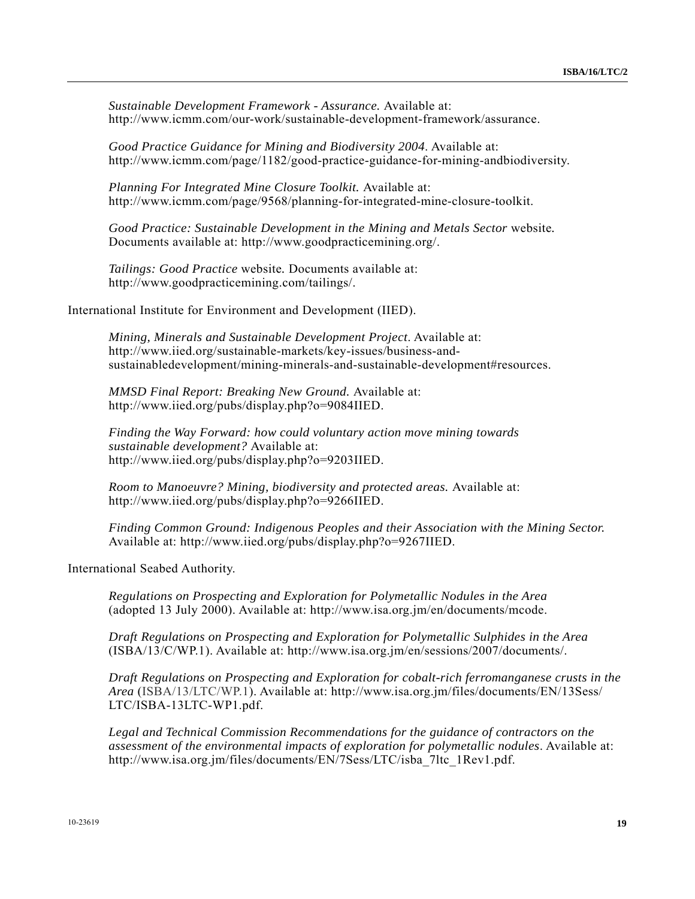*Sustainable Development Framework - Assurance.* Available at: http://www.icmm.com/our-work/sustainable-development-framework/assurance.

*Good Practice Guidance for Mining and Biodiversity 2004*. Available at: http://www.icmm.com/page/1182/good-practice-guidance-for-mining-andbiodiversity.

*Planning For Integrated Mine Closure Toolkit.* Available at: http://www.icmm.com/page/9568/planning-for-integrated-mine-closure-toolkit.

*Good Practice: Sustainable Development in the Mining and Metals Sector* website. Documents available at: http://www.goodpracticemining.org/.

*Tailings: Good Practice* website. Documents available at: http://www.goodpracticemining.com/tailings/.

International Institute for Environment and Development (IIED).

*Mining, Minerals and Sustainable Development Project*. Available at: http://www.iied.org/sustainable-markets/key-issues/business-and-sustainabledevelopment/mining-minerals-and-sustainable-development#resources.

*MMSD Final Report: Breaking New Ground.* Available at: http://www.iied.org/pubs/display.php?o=9084IIED.

*Finding the Way Forward: how could voluntary action move mining towards sustainable development?* Available at: http://www.iied.org/pubs/display.php?o=9203IIED.

*Room to Manoeuvre? Mining, biodiversity and protected areas.* Available at: http://www.iied.org/pubs/display.php?o=9266IIED.

*Finding Common Ground: Indigenous Peoples and their Association with the Mining Sector.* Available at: http://www.iied.org/pubs/display.php?o=9267IIED.

International Seabed Authority.

*Regulations on Prospecting and Exploration for Polymetallic Nodules in the Area* (adopted 13 July 2000). Available at: http://www.isa.org.jm/en/documents/mcode.

*Draft Regulations on Prospecting and Exploration for Polymetallic Sulphides in the Area* (ISBA/13/C/WP.1). Available at: http://www.isa.org.jm/en/sessions/2007/documents/.

*Draft Regulations on Prospecting and Exploration for cobalt-rich ferromanganese crusts in the Area* (ISBA/13/LTC/WP.1). Available at: http://www.isa.org.jm/files/documents/EN/13Sess/LTC/ISBA-13LTC-WP1.pdf.

*Legal and Technical Commission Recommendations for the guidance of contractors on the assessment of the environmental impacts of exploration for polymetallic nodules*. Available at: http://www.isa.org.jm/files/documents/EN/7Sess/LTC/isba_7ltc_1Rev1.pdf.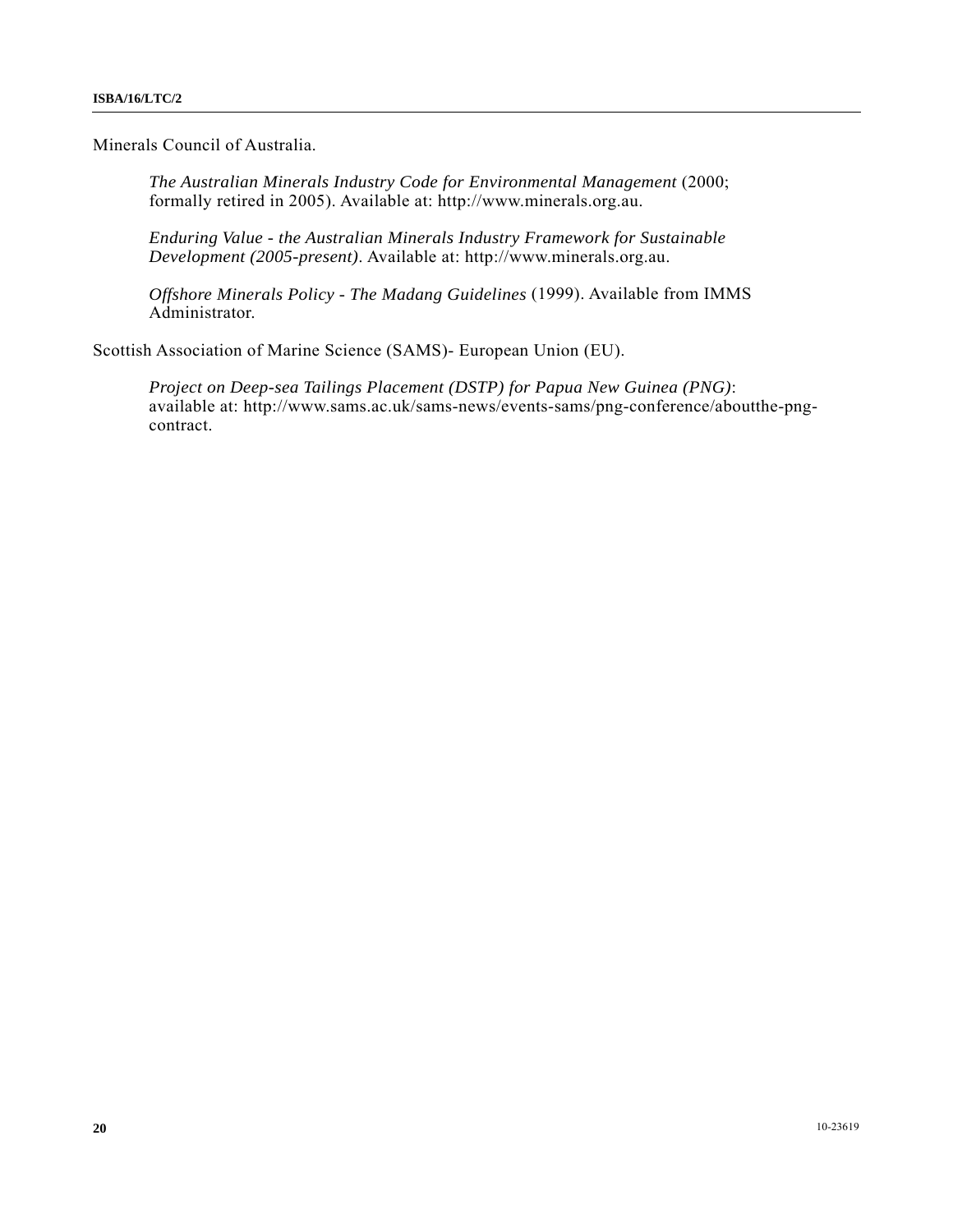Minerals Council of Australia.

*The Australian Minerals Industry Code for Environmental Management* (2000; formally retired in 2005). Available at: http://www.minerals.org.au.

*Enduring Value - the Australian Minerals Industry Framework for Sustainable Development (2005-present)*. Available at: http://www.minerals.org.au.

*Offshore Minerals Policy - The Madang Guidelines* (1999). Available from IMMS Administrator.

Scottish Association of Marine Science (SAMS)- European Union (EU).

*Project on Deep-sea Tailings Placement (DSTP) for Papua New Guinea (PNG)*: available at: http://www.sams.ac.uk/sams-news/events-sams/png-conference/aboutthe-png-contract.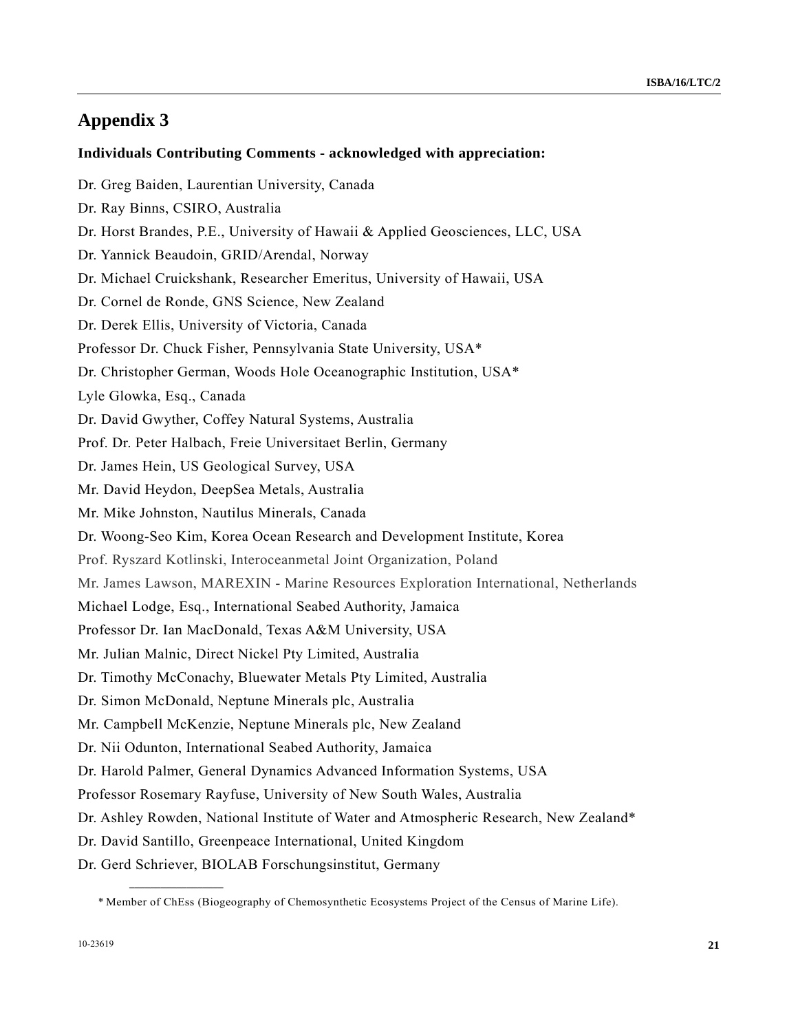# Appendix 3

**Individuals Contributing Comments - acknowledged with appreciation:**

Dr. Greg Baiden, Laurentian University, Canada

Dr. Ray Binns, CSIRO, Australia

Dr. Horst Brandes, P.E., University of Hawaii & Applied Geosciences, LLC, USA

Dr. Yannick Beaudoin, GRID/Arendal, Norway

Dr. Michael Cruickshank, Researcher Emeritus, University of Hawaii, USA

Dr. Cornel de Ronde, GNS Science, New Zealand

Dr. Derek Ellis, University of Victoria, Canada

Professor Dr. Chuck Fisher, Pennsylvania State University, USA*

Dr. Christopher German, Woods Hole Oceanographic Institution, USA*

Lyle Glowka, Esq., Canada

Dr. David Gwyther, Coffey Natural Systems, Australia

Prof. Dr. Peter Halbach, Freie Universitaet Berlin, Germany

Dr. James Hein, US Geological Survey, USA

Mr. David Heydon, DeepSea Metals, Australia

Mr. Mike Johnston, Nautilus Minerals, Canada

Dr. Woong-Seo Kim, Korea Ocean Research and Development Institute, Korea

Prof. Ryszard Kotlinski, Interoceanmetal Joint Organization, Poland

Mr. James Lawson, MAREXIN - Marine Resources Exploration International, Netherlands

Michael Lodge, Esq., International Seabed Authority, Jamaica

Professor Dr. Ian MacDonald, Texas A&M University, USA

Mr. Julian Malnic, Direct Nickel Pty Limited, Australia

Dr. Timothy McConachy, Bluewater Metals Pty Limited, Australia

Dr. Simon McDonald, Neptune Minerals plc, Australia

Mr. Campbell McKenzie, Neptune Minerals plc, New Zealand

Dr. Nii Odunton, International Seabed Authority, Jamaica

Dr. Harold Palmer, General Dynamics Advanced Information Systems, USA

Professor Rosemary Rayfuse, University of New South Wales, Australia

Dr. Ashley Rowden, National Institute of Water and Atmospheric Research, New Zealand*

Dr. David Santillo, Greenpeace International, United Kingdom

Dr. Gerd Schriever, BIOLAB Forschungsinstitut, Germany

---

* Member of ChEss (Biogeography of Chemosynthetic Ecosystems Project of the Census of Marine Life).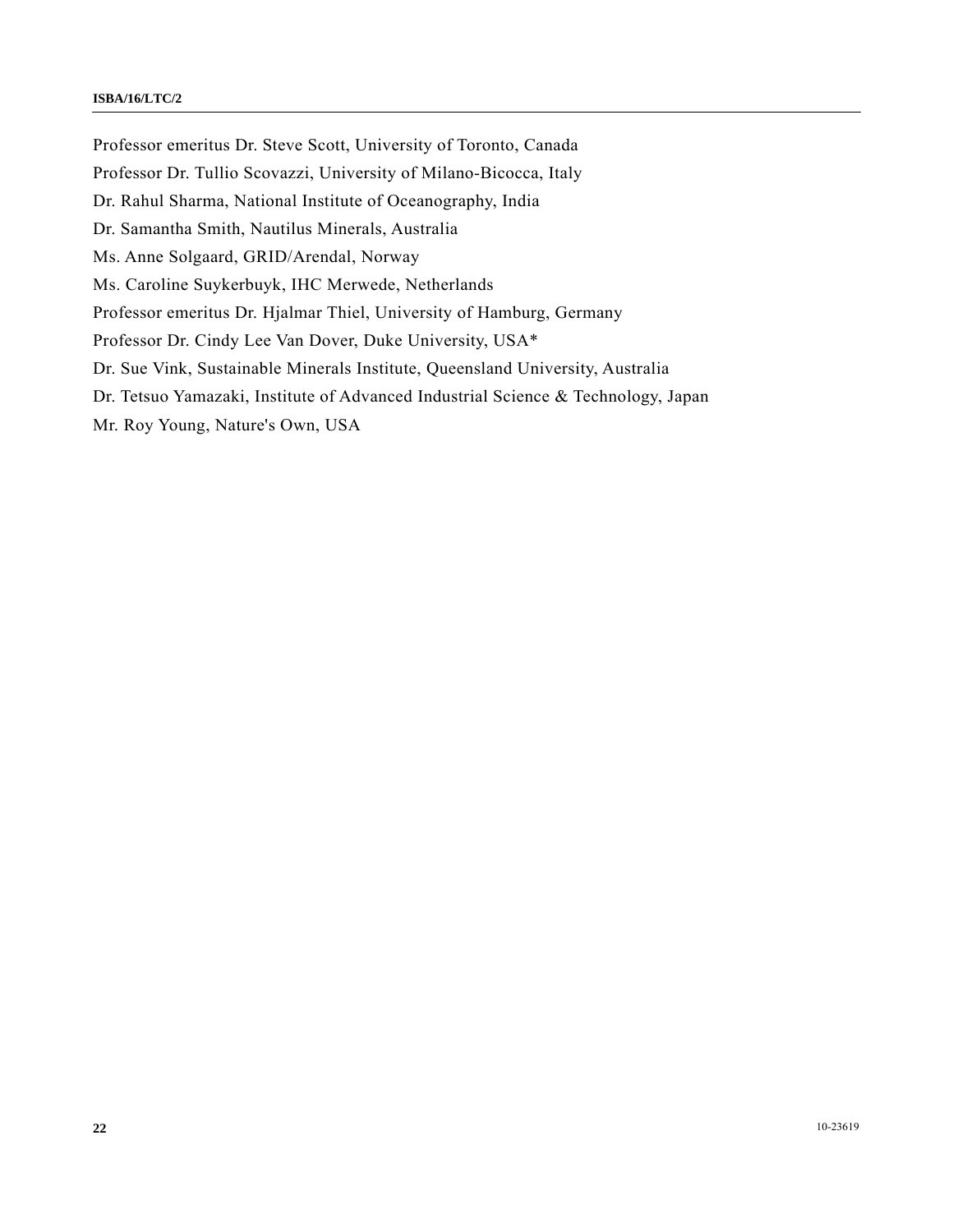Professor emeritus Dr. Steve Scott, University of Toronto, Canada

Professor Dr. Tullio Scovazzi, University of Milano-Bicocca, Italy

Dr. Rahul Sharma, National Institute of Oceanography, India

Dr. Samantha Smith, Nautilus Minerals, Australia

Ms. Anne Solgaard, GRID/Arendal, Norway

Ms. Caroline Suykerbuyk, IHC Merwede, Netherlands

Professor emeritus Dr. Hjalmar Thiel, University of Hamburg, Germany

Professor Dr. Cindy Lee Van Dover, Duke University, USA*

Dr. Sue Vink, Sustainable Minerals Institute, Queensland University, Australia

Dr. Tetsuo Yamazaki, Institute of Advanced Industrial Science & Technology, Japan

Mr. Roy Young, Nature's Own, USA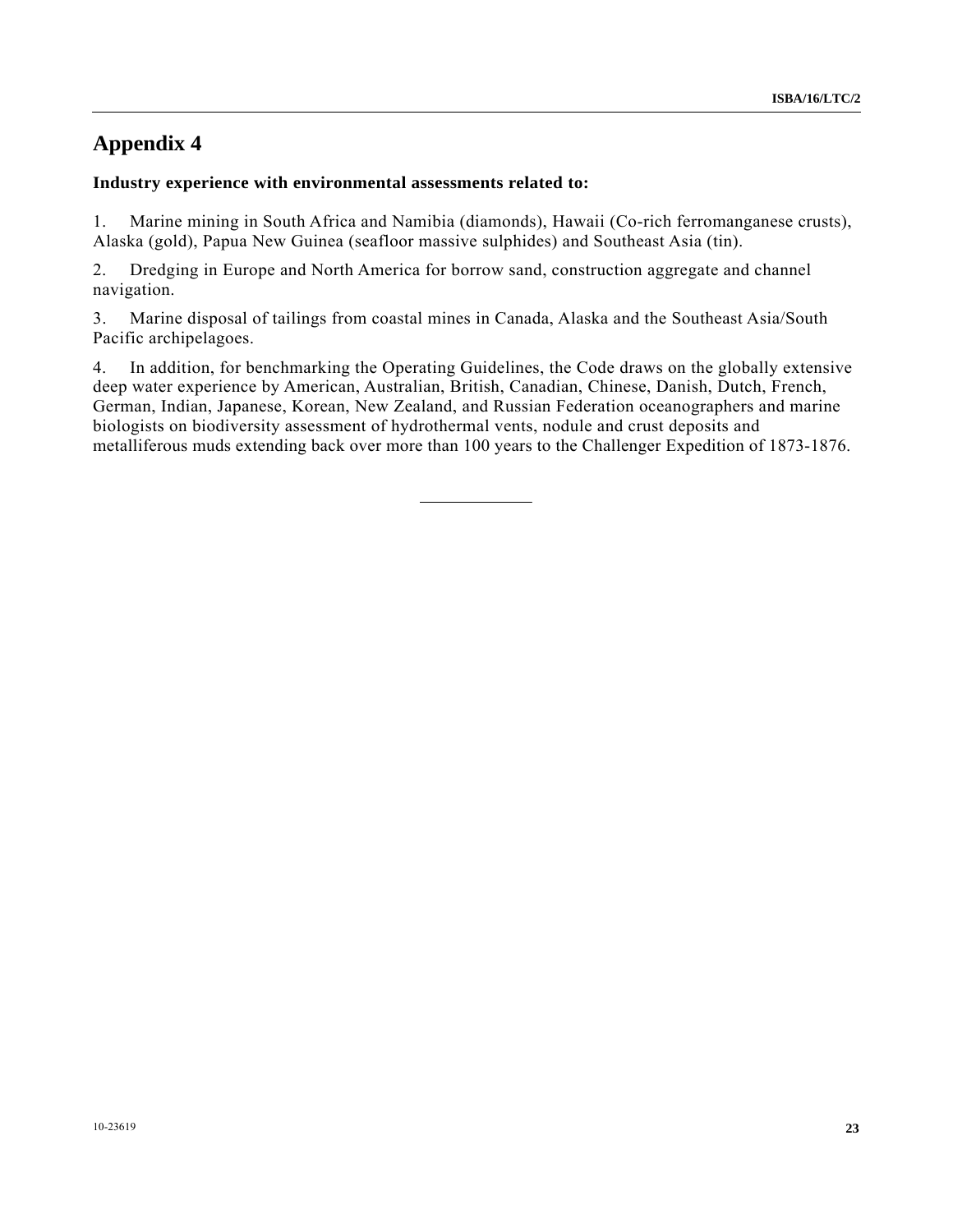# Appendix 4

**Industry experience with environmental assessments related to:**

1. Marine mining in South Africa and Namibia (diamonds), Hawaii (Co-rich ferromanganese crusts), Alaska (gold), Papua New Guinea (seafloor massive sulphides) and Southeast Asia (tin).

2. Dredging in Europe and North America for borrow sand, construction aggregate and channel navigation.

3. Marine disposal of tailings from coastal mines in Canada, Alaska and the Southeast Asia/South Pacific archipelagoes.

4. In addition, for benchmarking the Operating Guidelines, the Code draws on the globally extensive deep water experience by American, Australian, British, Canadian, Chinese, Danish, Dutch, French, German, Indian, Japanese, Korean, New Zealand, and Russian Federation oceanographers and marine biologists on biodiversity assessment of hydrothermal vents, nodule and crust deposits and metalliferous muds extending back over more than 100 years to the Challenger Expedition of 1873-1876.